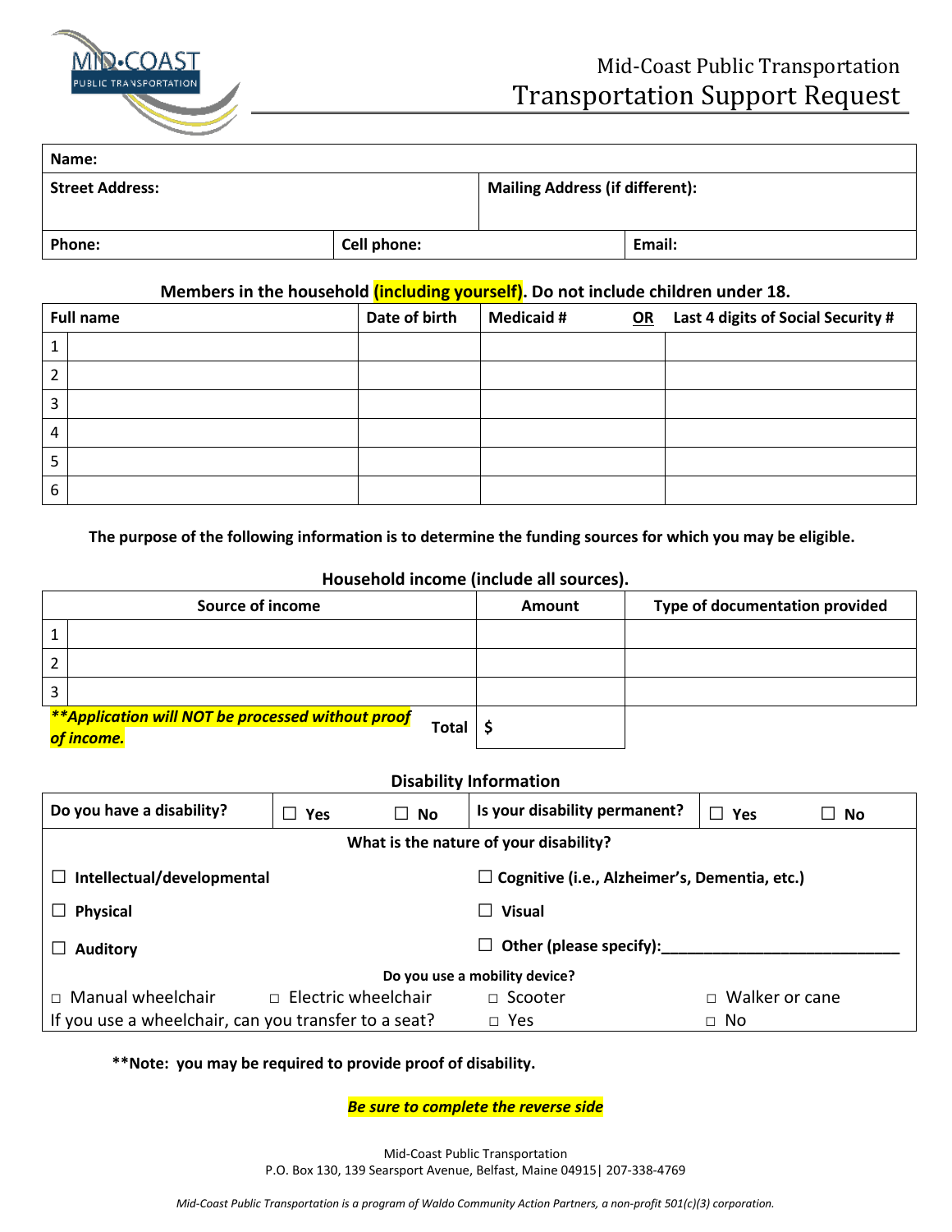# Mid-Coast Public Transportation
## Transportation Support Request

| Name: | | |
|---|---|---|
| Street Address: | | Mailing Address (if different): |
| Phone: | Cell phone: | Email: |

**Members in the household (including yourself). Do not include children under 18.**

| | Full name | Date of birth | Medicaid # OR | Last 4 digits of Social Security # |
|---|---|---|---|---|
| 1 | | | | |
| 2 | | | | |
| 3 | | | | |
| 4 | | | | |
| 5 | | | | |
| 6 | | | | |

**The purpose of the following information is to determine the funding sources for which you may be eligible.**

**Household income (include all sources).**

| | Source of income | Amount | Type of documentation provided |
|---|---|---|---|
| 1 | | | |
| 2 | | | |
| 3 | | | |
| | ***\*\*Application will NOT be processed without proof of income.*** **Total** | $ | |

**Disability Information**

| Do you have a disability? | ☐ Yes ☐ No | Is your disability permanent? | ☐ Yes ☐ No |
|---|---|---|---|

**What is the nature of your disability?**

- ☐ Intellectual/developmental
- ☐ Cognitive (i.e., Alzheimer's, Dementia, etc.)
- ☐ Physical
- ☐ Visual
- ☐ Auditory
- ☐ Other (please specify):____________________________

**Do you use a mobility device?**

□ Manual wheelchair □ Electric wheelchair □ Scooter □ Walker or cane

If you use a wheelchair, can you transfer to a seat? □ Yes □ No

**\*\*Note: you may be required to provide proof of disability.**

***Be sure to complete the reverse side***

Mid-Coast Public Transportation
P.O. Box 130, 139 Searsport Avenue, Belfast, Maine 04915| 207-338-4769

*Mid-Coast Public Transportation is a program of Waldo Community Action Partners, a non-profit 501(c)(3) corporation.*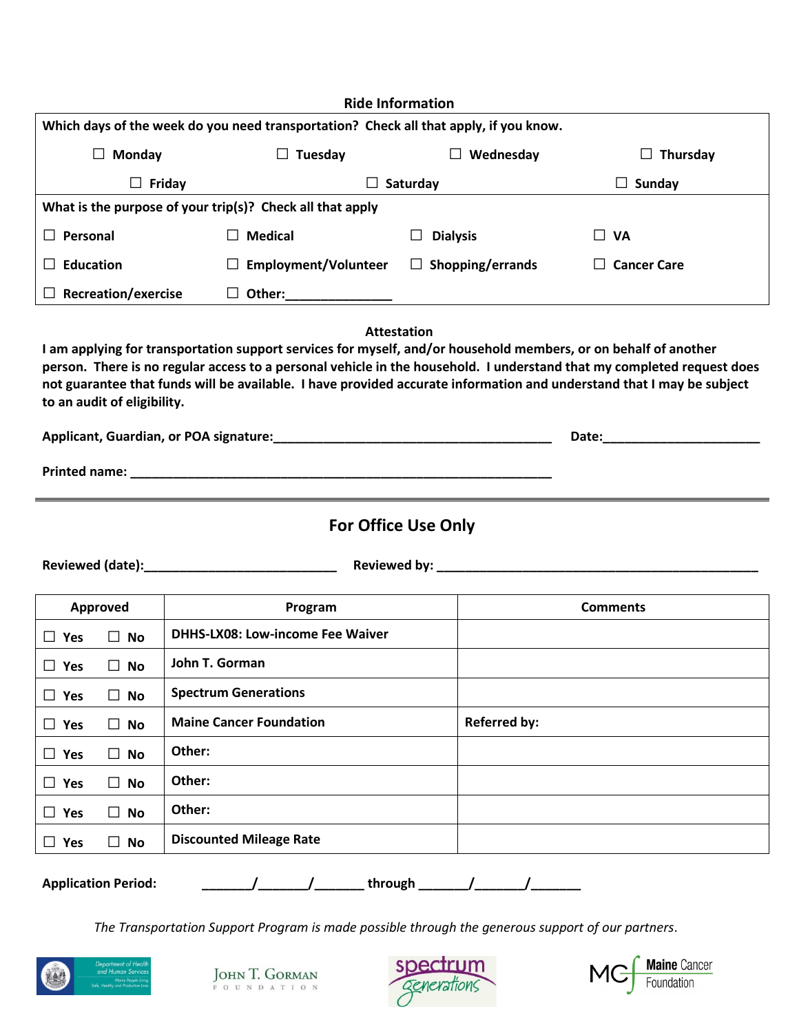## Ride Information

| Which days of the week do you need transportation? Check all that apply, if you know. | | | |
|---|---|---|---|
| ☐ Monday | ☐ Tuesday | ☐ Wednesday | ☐ Thursday |
| ☐ Friday | ☐ Saturday | ☐ Sunday | |
| **What is the purpose of your trip(s)? Check all that apply** | | | |
| ☐ Personal | ☐ Medical | ☐ Dialysis | ☐ VA |
| ☐ Education | ☐ Employment/Volunteer | ☐ Shopping/errands | ☐ Cancer Care |
| ☐ Recreation/exercise | ☐ Other:_______________ | | |

### Attestation

**I am applying for transportation support services for myself, and/or household members, or on behalf of another person. There is no regular access to a personal vehicle in the household. I understand that my completed request does not guarantee that funds will be available. I have provided accurate information and understand that I may be subject to an audit of eligibility.**

**Applicant, Guardian, or POA signature:**_________________________________________ **Date:**______________________

**Printed name:** _______________________________________________________________

---

## For Office Use Only

**Reviewed (date):**____________________________ **Reviewed by:** _______________________________________________

| Approved | Program | Comments |
|---|---|---|
| ☐ Yes ☐ No | DHHS-LX08: Low-income Fee Waiver | |
| ☐ Yes ☐ No | John T. Gorman | |
| ☐ Yes ☐ No | Spectrum Generations | |
| ☐ Yes ☐ No | Maine Cancer Foundation | Referred by: |
| ☐ Yes ☐ No | Other: | |
| ☐ Yes ☐ No | Other: | |
| ☐ Yes ☐ No | Other: | |
| ☐ Yes ☐ No | Discounted Mileage Rate | |

**Application Period:** _______/_______/_______ **through** _______/_______/_______

*The Transportation Support Program is made possible through the generous support of our partners.*

Department of Health and Human Services — Maine People Living Safe, Healthy and Productive Lives

John T. Gorman Foundation

spectrum generations

Maine Cancer Foundation